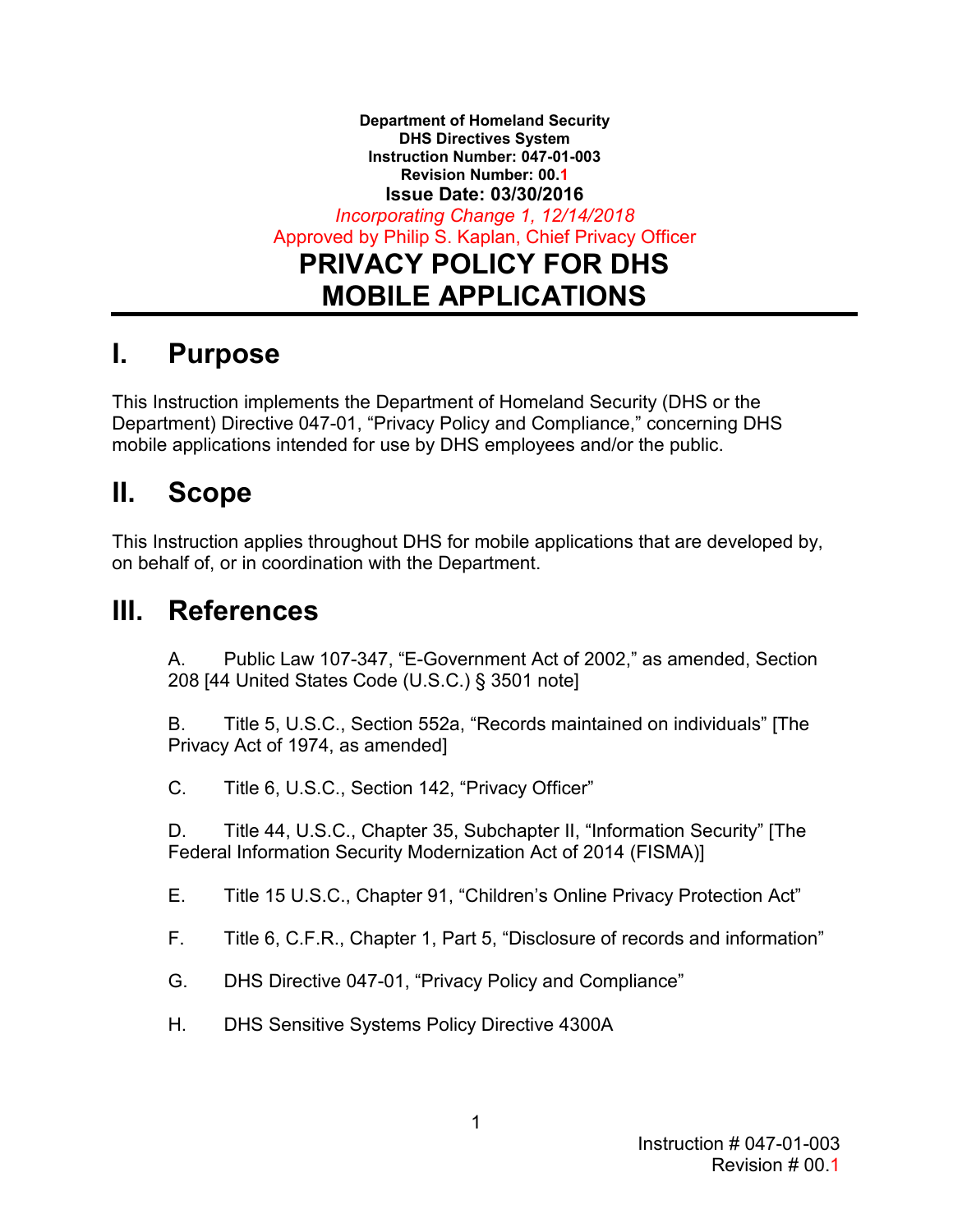**Department of Homeland Security**
**DHS Directives System**
**Instruction Number: 047-01-003**
**Revision Number: 00.1**
**Issue Date: 03/30/2016**
*Incorporating Change 1, 12/14/2018*
Approved by Philip S. Kaplan, Chief Privacy Officer

# PRIVACY POLICY FOR DHS MOBILE APPLICATIONS

## I. Purpose

This Instruction implements the Department of Homeland Security (DHS or the Department) Directive 047-01, "Privacy Policy and Compliance," concerning DHS mobile applications intended for use by DHS employees and/or the public.

## II. Scope

This Instruction applies throughout DHS for mobile applications that are developed by, on behalf of, or in coordination with the Department.

## III. References

A. Public Law 107-347, "E-Government Act of 2002," as amended, Section 208 [44 United States Code (U.S.C.) § 3501 note]

B. Title 5, U.S.C., Section 552a, "Records maintained on individuals" [The Privacy Act of 1974, as amended]

C. Title 6, U.S.C., Section 142, "Privacy Officer"

D. Title 44, U.S.C., Chapter 35, Subchapter II, "Information Security" [The Federal Information Security Modernization Act of 2014 (FISMA)]

E. Title 15 U.S.C., Chapter 91, "Children's Online Privacy Protection Act"

F. Title 6, C.F.R., Chapter 1, Part 5, "Disclosure of records and information"

G. DHS Directive 047-01, "Privacy Policy and Compliance"

H. DHS Sensitive Systems Policy Directive 4300A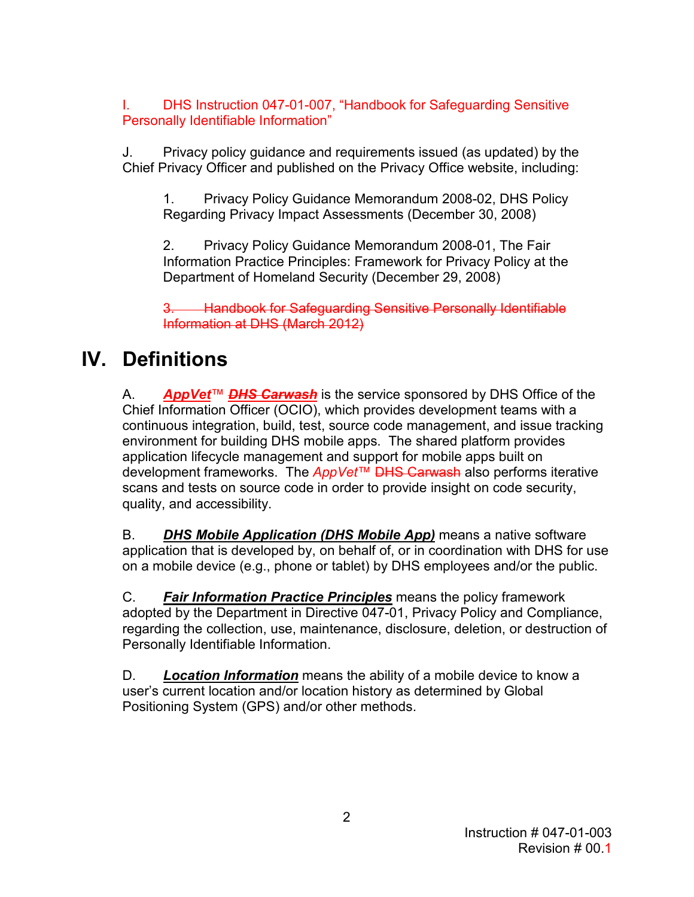I.	DHS Instruction 047-01-007, "Handbook for Safeguarding Sensitive Personally Identifiable Information"

J.	Privacy policy guidance and requirements issued (as updated) by the Chief Privacy Officer and published on the Privacy Office website, including:

1.	Privacy Policy Guidance Memorandum 2008-02, DHS Policy Regarding Privacy Impact Assessments (December 30, 2008)

2.	Privacy Policy Guidance Memorandum 2008-01, The Fair Information Practice Principles: Framework for Privacy Policy at the Department of Homeland Security (December 29, 2008)

~~3.	Handbook for Safeguarding Sensitive Personally Identifiable Information at DHS (March 2012)~~

# IV. Definitions

A.	***AppVet***™ ***~~DHS Carwash~~*** is the service sponsored by DHS Office of the Chief Information Officer (OCIO), which provides development teams with a continuous integration, build, test, source code management, and issue tracking environment for building DHS mobile apps. The shared platform provides application lifecycle management and support for mobile apps built on development frameworks. The *AppVet*™ ~~DHS Carwash~~ also performs iterative scans and tests on source code in order to provide insight on code security, quality, and accessibility.

B.	***DHS Mobile Application (DHS Mobile App)*** means a native software application that is developed by, on behalf of, or in coordination with DHS for use on a mobile device (e.g., phone or tablet) by DHS employees and/or the public.

C.	***Fair Information Practice Principles*** means the policy framework adopted by the Department in Directive 047-01, Privacy Policy and Compliance, regarding the collection, use, maintenance, disclosure, deletion, or destruction of Personally Identifiable Information.

D.	***Location Information*** means the ability of a mobile device to know a user's current location and/or location history as determined by Global Positioning System (GPS) and/or other methods.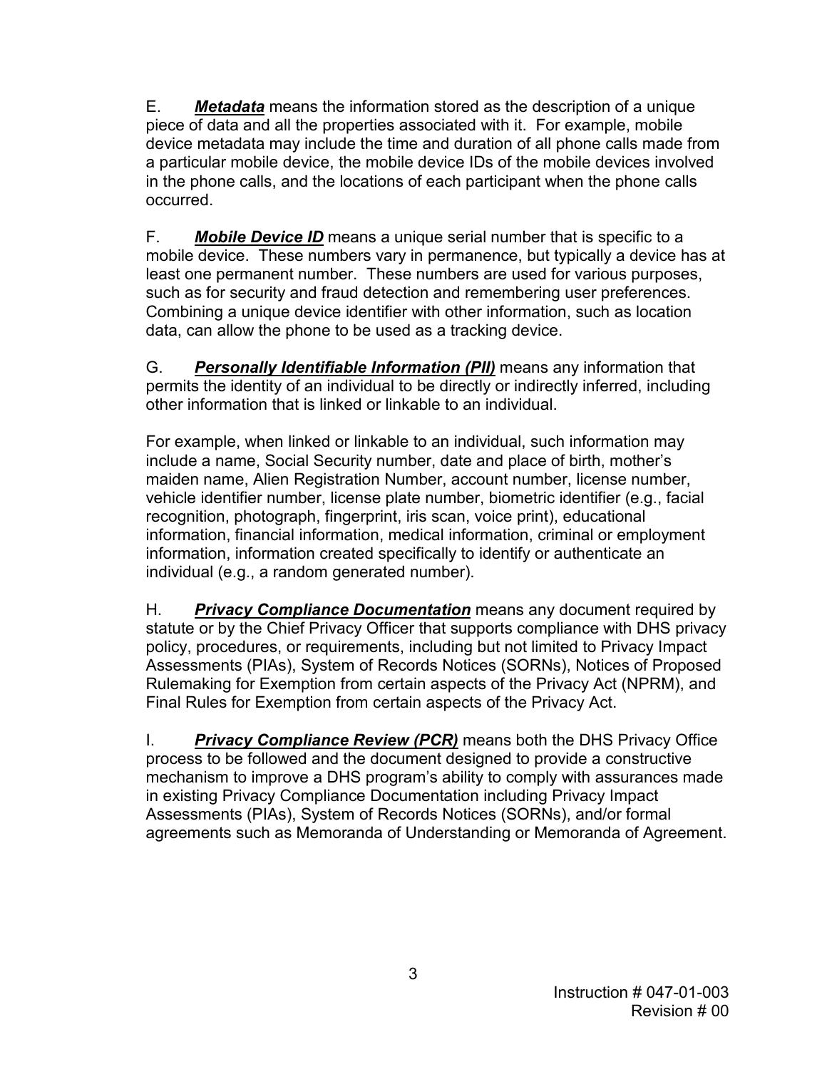E. ***Metadata*** means the information stored as the description of a unique piece of data and all the properties associated with it. For example, mobile device metadata may include the time and duration of all phone calls made from a particular mobile device, the mobile device IDs of the mobile devices involved in the phone calls, and the locations of each participant when the phone calls occurred.

F. ***Mobile Device ID*** means a unique serial number that is specific to a mobile device. These numbers vary in permanence, but typically a device has at least one permanent number. These numbers are used for various purposes, such as for security and fraud detection and remembering user preferences. Combining a unique device identifier with other information, such as location data, can allow the phone to be used as a tracking device.

G. ***Personally Identifiable Information (PII)*** means any information that permits the identity of an individual to be directly or indirectly inferred, including other information that is linked or linkable to an individual.

For example, when linked or linkable to an individual, such information may include a name, Social Security number, date and place of birth, mother's maiden name, Alien Registration Number, account number, license number, vehicle identifier number, license plate number, biometric identifier (e.g., facial recognition, photograph, fingerprint, iris scan, voice print), educational information, financial information, medical information, criminal or employment information, information created specifically to identify or authenticate an individual (e.g., a random generated number).

H. ***Privacy Compliance Documentation*** means any document required by statute or by the Chief Privacy Officer that supports compliance with DHS privacy policy, procedures, or requirements, including but not limited to Privacy Impact Assessments (PIAs), System of Records Notices (SORNs), Notices of Proposed Rulemaking for Exemption from certain aspects of the Privacy Act (NPRM), and Final Rules for Exemption from certain aspects of the Privacy Act.

I. ***Privacy Compliance Review (PCR)*** means both the DHS Privacy Office process to be followed and the document designed to provide a constructive mechanism to improve a DHS program's ability to comply with assurances made in existing Privacy Compliance Documentation including Privacy Impact Assessments (PIAs), System of Records Notices (SORNs), and/or formal agreements such as Memoranda of Understanding or Memoranda of Agreement.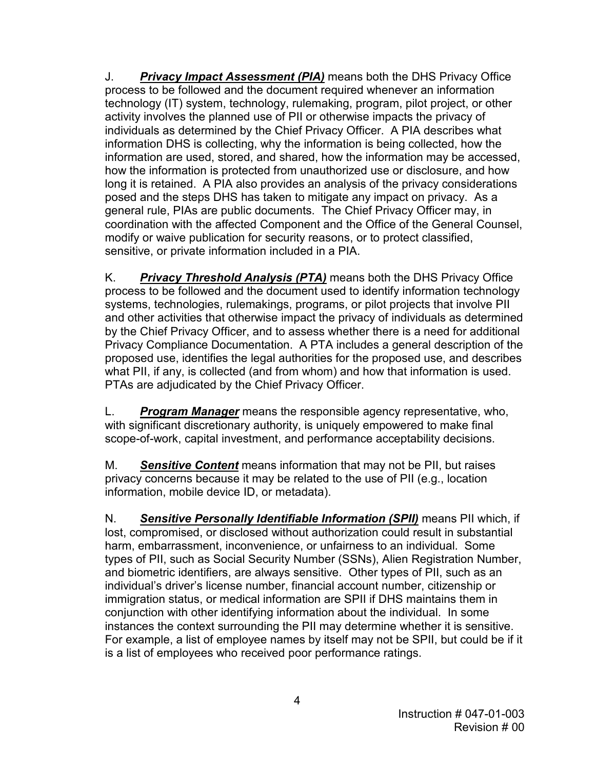J. ***Privacy Impact Assessment (PIA)*** means both the DHS Privacy Office process to be followed and the document required whenever an information technology (IT) system, technology, rulemaking, program, pilot project, or other activity involves the planned use of PII or otherwise impacts the privacy of individuals as determined by the Chief Privacy Officer. A PIA describes what information DHS is collecting, why the information is being collected, how the information are used, stored, and shared, how the information may be accessed, how the information is protected from unauthorized use or disclosure, and how long it is retained. A PIA also provides an analysis of the privacy considerations posed and the steps DHS has taken to mitigate any impact on privacy. As a general rule, PIAs are public documents. The Chief Privacy Officer may, in coordination with the affected Component and the Office of the General Counsel, modify or waive publication for security reasons, or to protect classified, sensitive, or private information included in a PIA.

K. ***Privacy Threshold Analysis (PTA)*** means both the DHS Privacy Office process to be followed and the document used to identify information technology systems, technologies, rulemakings, programs, or pilot projects that involve PII and other activities that otherwise impact the privacy of individuals as determined by the Chief Privacy Officer, and to assess whether there is a need for additional Privacy Compliance Documentation. A PTA includes a general description of the proposed use, identifies the legal authorities for the proposed use, and describes what PII, if any, is collected (and from whom) and how that information is used. PTAs are adjudicated by the Chief Privacy Officer.

L. ***Program Manager*** means the responsible agency representative, who, with significant discretionary authority, is uniquely empowered to make final scope-of-work, capital investment, and performance acceptability decisions.

M. ***Sensitive Content*** means information that may not be PII, but raises privacy concerns because it may be related to the use of PII (e.g., location information, mobile device ID, or metadata).

N. ***Sensitive Personally Identifiable Information (SPII)*** means PII which, if lost, compromised, or disclosed without authorization could result in substantial harm, embarrassment, inconvenience, or unfairness to an individual. Some types of PII, such as Social Security Number (SSNs), Alien Registration Number, and biometric identifiers, are always sensitive. Other types of PII, such as an individual's driver's license number, financial account number, citizenship or immigration status, or medical information are SPII if DHS maintains them in conjunction with other identifying information about the individual. In some instances the context surrounding the PII may determine whether it is sensitive. For example, a list of employee names by itself may not be SPII, but could be if it is a list of employees who received poor performance ratings.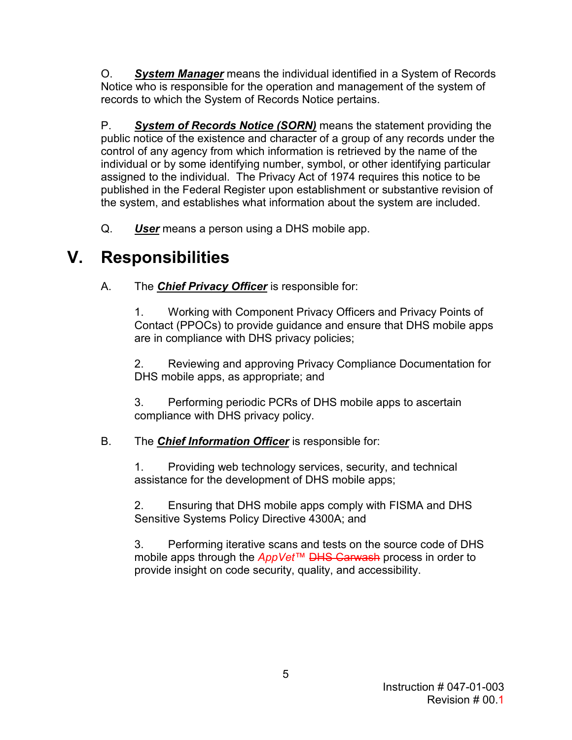O. ***System Manager*** means the individual identified in a System of Records Notice who is responsible for the operation and management of the system of records to which the System of Records Notice pertains.

P. ***System of Records Notice (SORN)*** means the statement providing the public notice of the existence and character of a group of any records under the control of any agency from which information is retrieved by the name of the individual or by some identifying number, symbol, or other identifying particular assigned to the individual. The Privacy Act of 1974 requires this notice to be published in the Federal Register upon establishment or substantive revision of the system, and establishes what information about the system are included.

Q. ***User*** means a person using a DHS mobile app.

# V. Responsibilities

A. The ***Chief Privacy Officer*** is responsible for:

1. Working with Component Privacy Officers and Privacy Points of Contact (PPOCs) to provide guidance and ensure that DHS mobile apps are in compliance with DHS privacy policies;

2. Reviewing and approving Privacy Compliance Documentation for DHS mobile apps, as appropriate; and

3. Performing periodic PCRs of DHS mobile apps to ascertain compliance with DHS privacy policy.

B. The ***Chief Information Officer*** is responsible for:

1. Providing web technology services, security, and technical assistance for the development of DHS mobile apps;

2. Ensuring that DHS mobile apps comply with FISMA and DHS Sensitive Systems Policy Directive 4300A; and

3. Performing iterative scans and tests on the source code of DHS mobile apps through the *AppVet™* ~~DHS Carwash~~ process in order to provide insight on code security, quality, and accessibility.

Instruction # 047-01-003
Revision # 00.1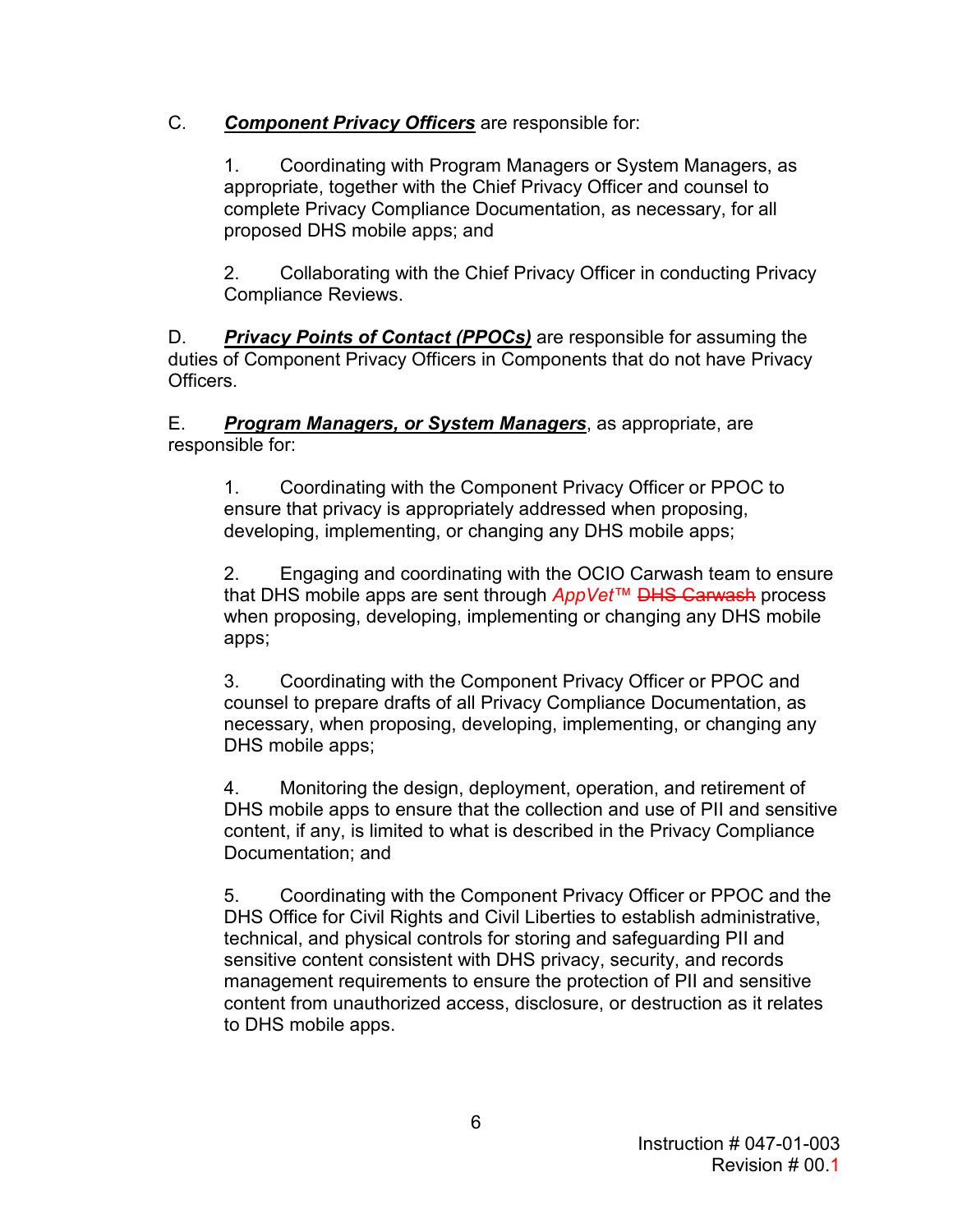C. ***Component Privacy Officers*** are responsible for:

1. Coordinating with Program Managers or System Managers, as appropriate, together with the Chief Privacy Officer and counsel to complete Privacy Compliance Documentation, as necessary, for all proposed DHS mobile apps; and

2. Collaborating with the Chief Privacy Officer in conducting Privacy Compliance Reviews.

D. ***Privacy Points of Contact (PPOCs)*** are responsible for assuming the duties of Component Privacy Officers in Components that do not have Privacy Officers.

E. ***Program Managers, or System Managers***, as appropriate, are responsible for:

1. Coordinating with the Component Privacy Officer or PPOC to ensure that privacy is appropriately addressed when proposing, developing, implementing, or changing any DHS mobile apps;

2. Engaging and coordinating with the OCIO Carwash team to ensure that DHS mobile apps are sent through *AppVet™* ~~DHS Carwash~~ process when proposing, developing, implementing or changing any DHS mobile apps;

3. Coordinating with the Component Privacy Officer or PPOC and counsel to prepare drafts of all Privacy Compliance Documentation, as necessary, when proposing, developing, implementing, or changing any DHS mobile apps;

4. Monitoring the design, deployment, operation, and retirement of DHS mobile apps to ensure that the collection and use of PII and sensitive content, if any, is limited to what is described in the Privacy Compliance Documentation; and

5. Coordinating with the Component Privacy Officer or PPOC and the DHS Office for Civil Rights and Civil Liberties to establish administrative, technical, and physical controls for storing and safeguarding PII and sensitive content consistent with DHS privacy, security, and records management requirements to ensure the protection of PII and sensitive content from unauthorized access, disclosure, or destruction as it relates to DHS mobile apps.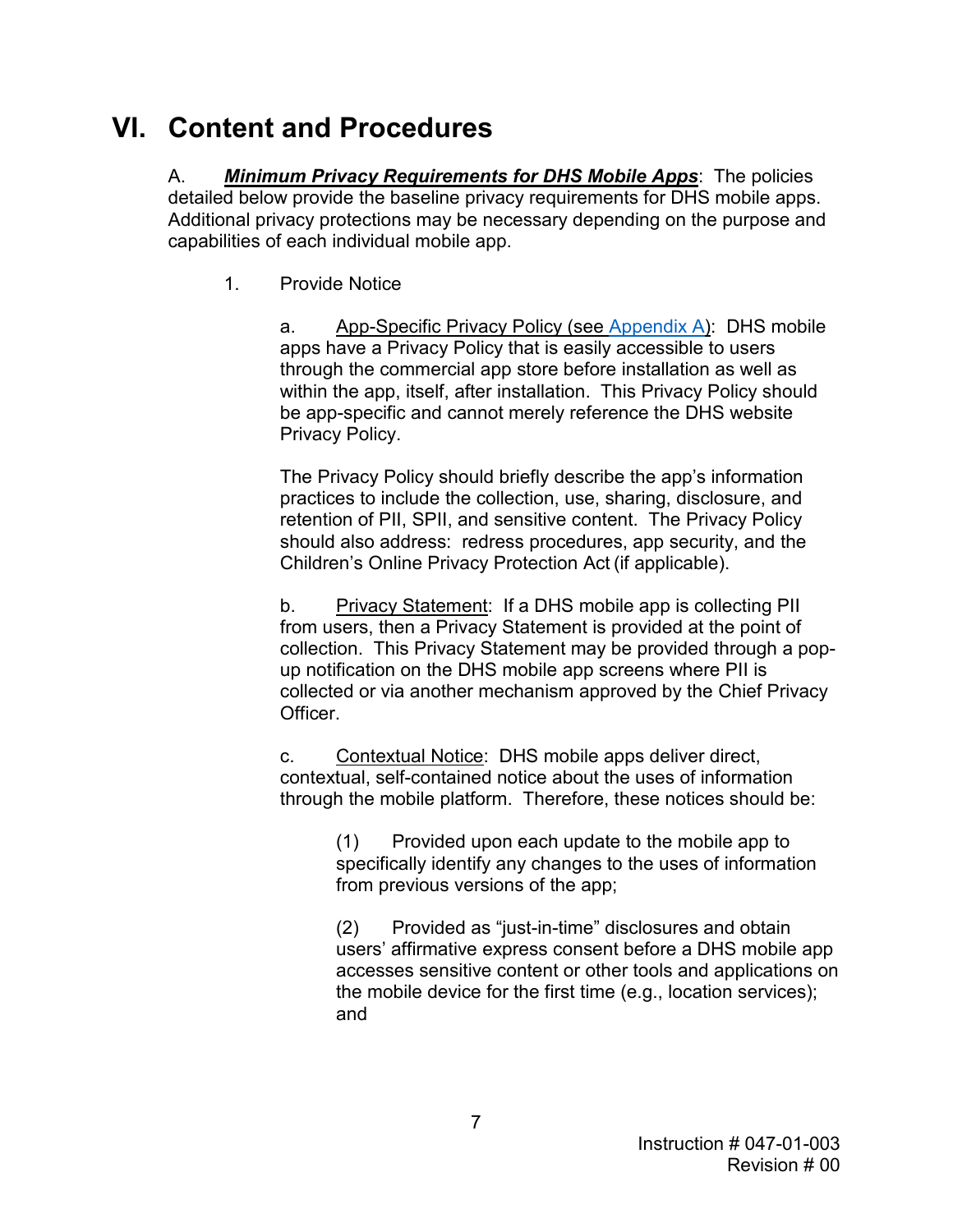# VI. Content and Procedures

A. ***Minimum Privacy Requirements for DHS Mobile Apps***: The policies detailed below provide the baseline privacy requirements for DHS mobile apps. Additional privacy protections may be necessary depending on the purpose and capabilities of each individual mobile app.

1. Provide Notice

a. App-Specific Privacy Policy (see Appendix A): DHS mobile apps have a Privacy Policy that is easily accessible to users through the commercial app store before installation as well as within the app, itself, after installation. This Privacy Policy should be app-specific and cannot merely reference the DHS website Privacy Policy.

The Privacy Policy should briefly describe the app's information practices to include the collection, use, sharing, disclosure, and retention of PII, SPII, and sensitive content. The Privacy Policy should also address: redress procedures, app security, and the Children's Online Privacy Protection Act (if applicable).

b. Privacy Statement: If a DHS mobile app is collecting PII from users, then a Privacy Statement is provided at the point of collection. This Privacy Statement may be provided through a pop-up notification on the DHS mobile app screens where PII is collected or via another mechanism approved by the Chief Privacy Officer.

c. Contextual Notice: DHS mobile apps deliver direct, contextual, self-contained notice about the uses of information through the mobile platform. Therefore, these notices should be:

(1) Provided upon each update to the mobile app to specifically identify any changes to the uses of information from previous versions of the app;

(2) Provided as "just-in-time" disclosures and obtain users' affirmative express consent before a DHS mobile app accesses sensitive content or other tools and applications on the mobile device for the first time (e.g., location services); and

Instruction # 047-01-003
Revision # 00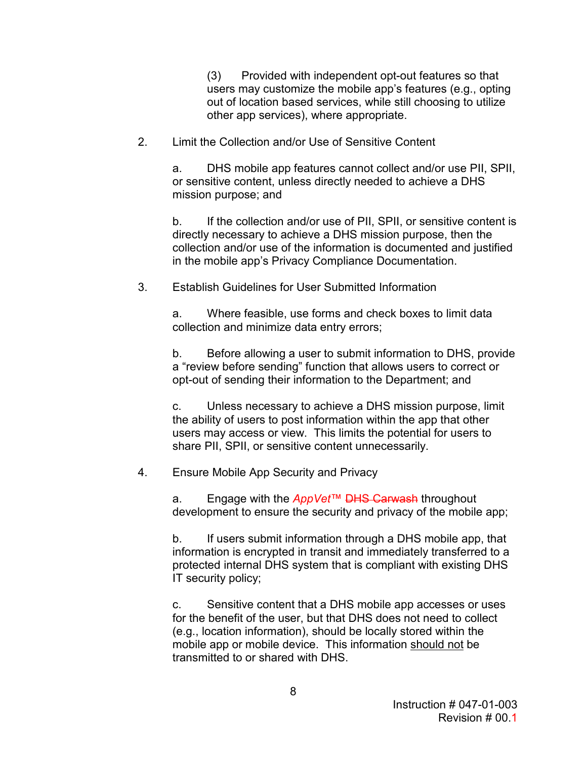(3) Provided with independent opt-out features so that users may customize the mobile app's features (e.g., opting out of location based services, while still choosing to utilize other app services), where appropriate.

2. Limit the Collection and/or Use of Sensitive Content

   a. DHS mobile app features cannot collect and/or use PII, SPII, or sensitive content, unless directly needed to achieve a DHS mission purpose; and

   b. If the collection and/or use of PII, SPII, or sensitive content is directly necessary to achieve a DHS mission purpose, then the collection and/or use of the information is documented and justified in the mobile app's Privacy Compliance Documentation.

3. Establish Guidelines for User Submitted Information

   a. Where feasible, use forms and check boxes to limit data collection and minimize data entry errors;

   b. Before allowing a user to submit information to DHS, provide a "review before sending" function that allows users to correct or opt-out of sending their information to the Department; and

   c. Unless necessary to achieve a DHS mission purpose, limit the ability of users to post information within the app that other users may access or view. This limits the potential for users to share PII, SPII, or sensitive content unnecessarily.

4. Ensure Mobile App Security and Privacy

   a. Engage with the *AppVet*™ ~~DHS Carwash~~ throughout development to ensure the security and privacy of the mobile app;

   b. If users submit information through a DHS mobile app, that information is encrypted in transit and immediately transferred to a protected internal DHS system that is compliant with existing DHS IT security policy;

   c. Sensitive content that a DHS mobile app accesses or uses for the benefit of the user, but that DHS does not need to collect (e.g., location information), should be locally stored within the mobile app or mobile device. This information <u>should not</u> be transmitted to or shared with DHS.

Instruction # 047-01-003
Revision # 00.1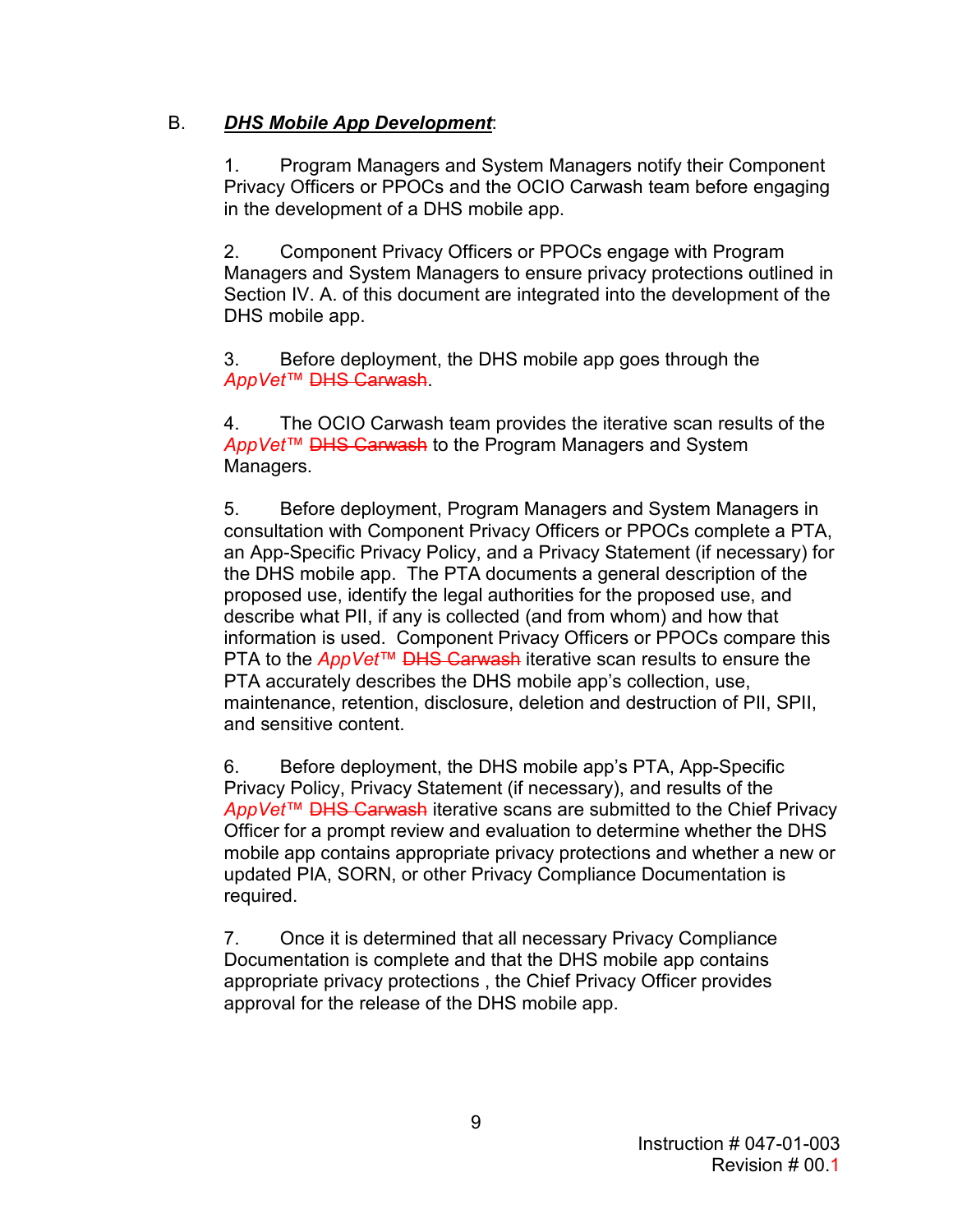B. ***<u>DHS Mobile App Development</u>***:

1. Program Managers and System Managers notify their Component Privacy Officers or PPOCs and the OCIO Carwash team before engaging in the development of a DHS mobile app.

2. Component Privacy Officers or PPOCs engage with Program Managers and System Managers to ensure privacy protections outlined in Section IV. A. of this document are integrated into the development of the DHS mobile app.

3. Before deployment, the DHS mobile app goes through the *AppVet™* ~~DHS Carwash~~.

4. The OCIO Carwash team provides the iterative scan results of the *AppVet™* ~~DHS Carwash~~ to the Program Managers and System Managers.

5. Before deployment, Program Managers and System Managers in consultation with Component Privacy Officers or PPOCs complete a PTA, an App-Specific Privacy Policy, and a Privacy Statement (if necessary) for the DHS mobile app. The PTA documents a general description of the proposed use, identify the legal authorities for the proposed use, and describe what PII, if any is collected (and from whom) and how that information is used. Component Privacy Officers or PPOCs compare this PTA to the *AppVet™* ~~DHS Carwash~~ iterative scan results to ensure the PTA accurately describes the DHS mobile app's collection, use, maintenance, retention, disclosure, deletion and destruction of PII, SPII, and sensitive content.

6. Before deployment, the DHS mobile app's PTA, App-Specific Privacy Policy, Privacy Statement (if necessary), and results of the *AppVet™* ~~DHS Carwash~~ iterative scans are submitted to the Chief Privacy Officer for a prompt review and evaluation to determine whether the DHS mobile app contains appropriate privacy protections and whether a new or updated PIA, SORN, or other Privacy Compliance Documentation is required.

7. Once it is determined that all necessary Privacy Compliance Documentation is complete and that the DHS mobile app contains appropriate privacy protections , the Chief Privacy Officer provides approval for the release of the DHS mobile app.

Instruction # 047-01-003
Revision # 00.1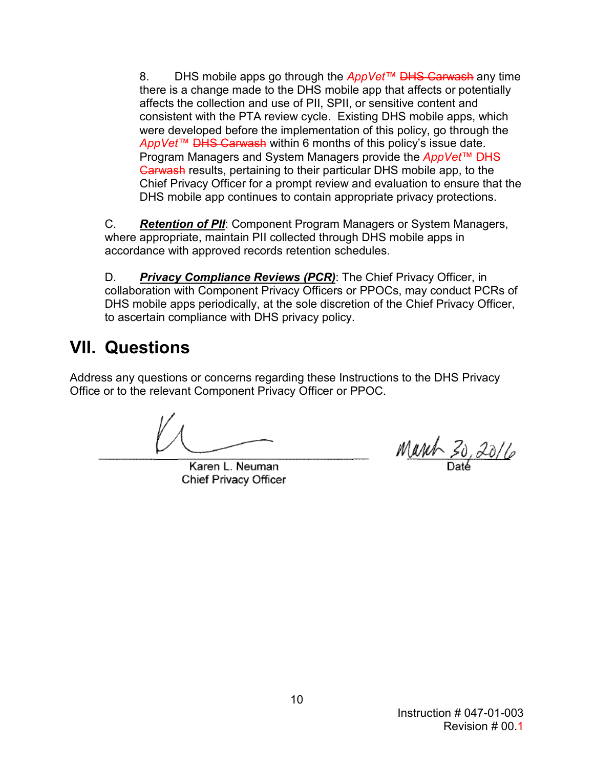8. DHS mobile apps go through the *AppVet™* ~~DHS Carwash~~ any time there is a change made to the DHS mobile app that affects or potentially affects the collection and use of PII, SPII, or sensitive content and consistent with the PTA review cycle. Existing DHS mobile apps, which were developed before the implementation of this policy, go through the *AppVet™* ~~DHS Carwash~~ within 6 months of this policy's issue date. Program Managers and System Managers provide the *AppVet™* ~~DHS Carwash~~ results, pertaining to their particular DHS mobile app, to the Chief Privacy Officer for a prompt review and evaluation to ensure that the DHS mobile app continues to contain appropriate privacy protections.

C. ***Retention of PII***: Component Program Managers or System Managers, where appropriate, maintain PII collected through DHS mobile apps in accordance with approved records retention schedules.

D. ***Privacy Compliance Reviews (PCR)***: The Chief Privacy Officer, in collaboration with Component Privacy Officers or PPOCs, may conduct PCRs of DHS mobile apps periodically, at the sole discretion of the Chief Privacy Officer, to ascertain compliance with DHS privacy policy.

# VII. Questions

Address any questions or concerns regarding these Instructions to the DHS Privacy Office or to the relevant Component Privacy Officer or PPOC.

Karen L. Neuman
Chief Privacy Officer

March 30, 2016
Date

Instruction # 047-01-003
Revision # 00.1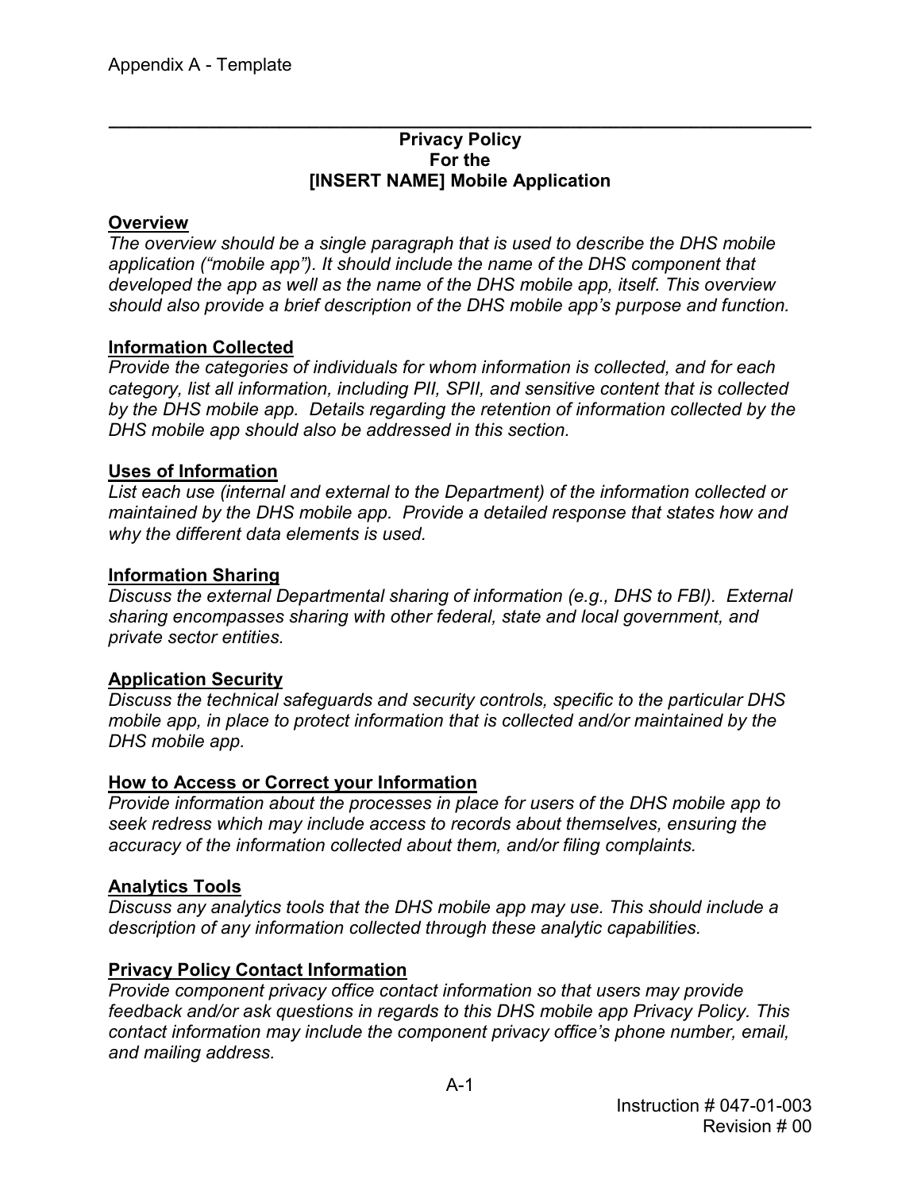Appendix A - Template

---

**Privacy Policy**
**For the**
**[INSERT NAME] Mobile Application**

## Overview

*The overview should be a single paragraph that is used to describe the DHS mobile application ("mobile app"). It should include the name of the DHS component that developed the app as well as the name of the DHS mobile app, itself. This overview should also provide a brief description of the DHS mobile app's purpose and function.*

## Information Collected

*Provide the categories of individuals for whom information is collected, and for each category, list all information, including PII, SPII, and sensitive content that is collected by the DHS mobile app. Details regarding the retention of information collected by the DHS mobile app should also be addressed in this section.*

## Uses of Information

*List each use (internal and external to the Department) of the information collected or maintained by the DHS mobile app. Provide a detailed response that states how and why the different data elements is used.*

## Information Sharing

*Discuss the external Departmental sharing of information (e.g., DHS to FBI). External sharing encompasses sharing with other federal, state and local government, and private sector entities.*

## Application Security

*Discuss the technical safeguards and security controls, specific to the particular DHS mobile app, in place to protect information that is collected and/or maintained by the DHS mobile app.*

## How to Access or Correct your Information

*Provide information about the processes in place for users of the DHS mobile app to seek redress which may include access to records about themselves, ensuring the accuracy of the information collected about them, and/or filing complaints.*

## Analytics Tools

*Discuss any analytics tools that the DHS mobile app may use. This should include a description of any information collected through these analytic capabilities.*

## Privacy Policy Contact Information

*Provide component privacy office contact information so that users may provide feedback and/or ask questions in regards to this DHS mobile app Privacy Policy. This contact information may include the component privacy office's phone number, email, and mailing address.*